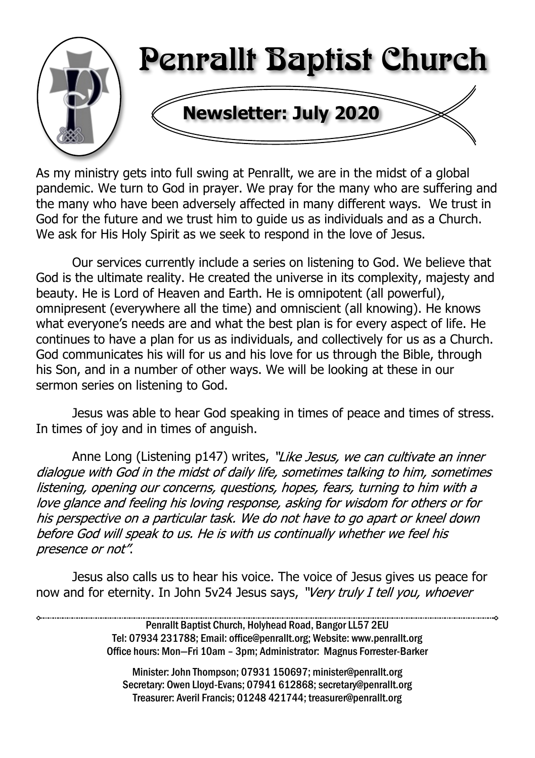# Penrallt Baptist Church

## Newsletter: July 2020

As my ministry gets into full swing at Penrallt, we are in the midst of a global pandemic. We turn to God in prayer. We pray for the many who are suffering and the many who have been adversely affected in many different ways. We trust in God for the future and we trust him to guide us as individuals and as a Church. We ask for His Holy Spirit as we seek to respond in the love of Jesus.

Our services currently include a series on listening to God. We believe that God is the ultimate reality. He created the universe in its complexity, majesty and beauty. He is Lord of Heaven and Earth. He is omnipotent (all powerful), omnipresent (everywhere all the time) and omniscient (all knowing). He knows what everyone's needs are and what the best plan is for every aspect of life. He continues to have a plan for us as individuals, and collectively for us as a Church. God communicates his will for us and his love for us through the Bible, through his Son, and in a number of other ways. We will be looking at these in our sermon series on listening to God.

Jesus was able to hear God speaking in times of peace and times of stress. In times of joy and in times of anguish.

Anne Long (Listening p147) writes, *"Like Jesus, we can cultivate an inner dialogue with God in the midst of daily life, sometimes talking to him, sometimes listening, opening our concerns, questions, hopes, fears, turning to him with a love glance and feeling his loving response, asking for wisdom for others or for his perspective on a particular task. We do not have to go apart or kneel down before God will speak to us. He is with us continually whether we feel his presence or not".*

Jesus also calls us to hear his voice. The voice of Jesus gives us peace for now and for eternity. In John 5v24 Jesus says, *"Very truly I tell you, whoever*

---

Penrallt Baptist Church, Holyhead Road, Bangor LL57 2EU
Tel: 07934 231788; Email: office@penrallt.org; Website: www.penrallt.org
Office hours: Mon—Fri 10am – 3pm; Administrator: Magnus Forrester-Barker

Minister: John Thompson; 07931 150697; minister@penrallt.org
Secretary: Owen Lloyd-Evans; 07941 612868; secretary@penrallt.org
Treasurer: Averil Francis; 01248 421744; treasurer@penrallt.org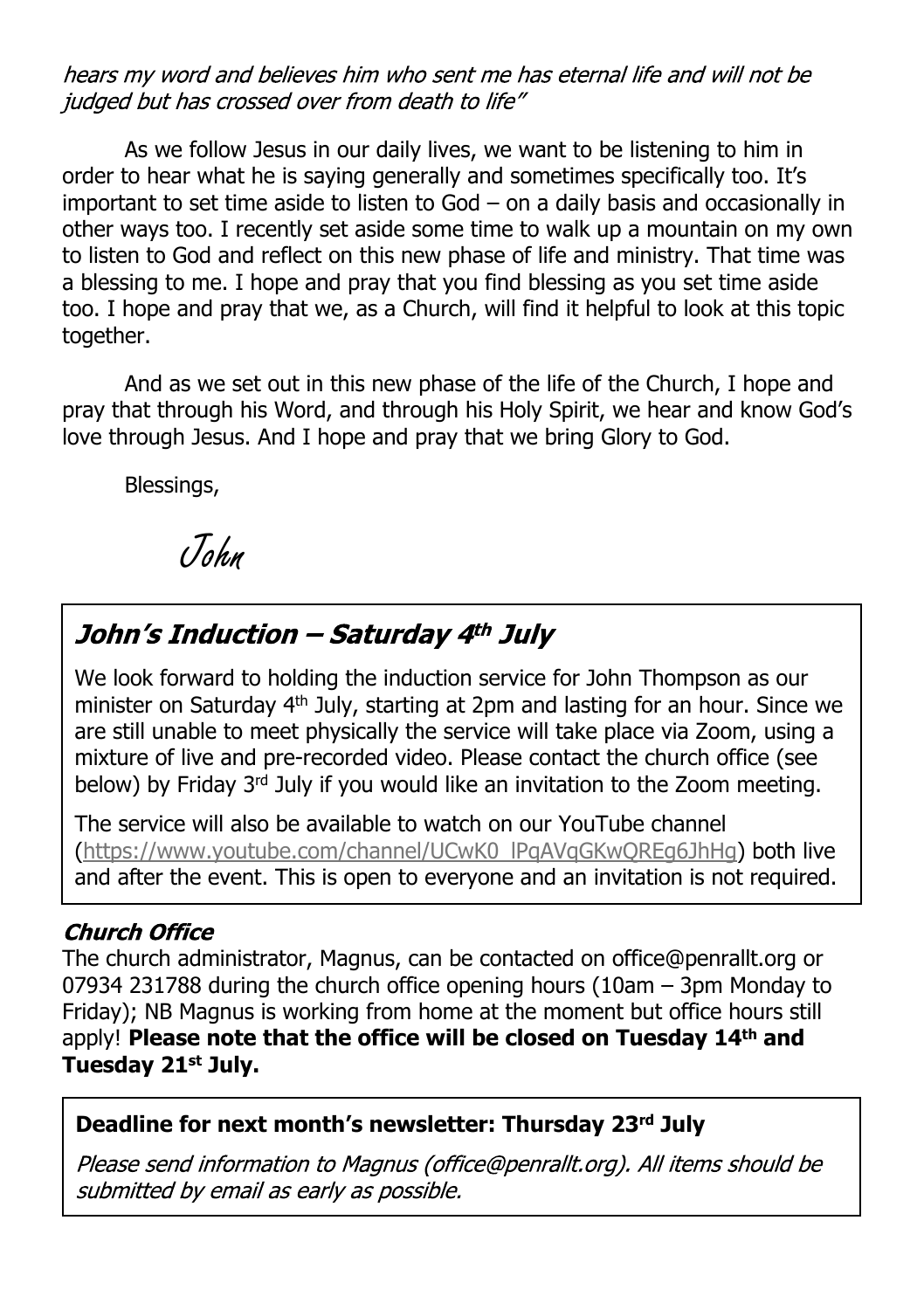*hears my word and believes him who sent me has eternal life and will not be judged but has crossed over from death to life"*

As we follow Jesus in our daily lives, we want to be listening to him in order to hear what he is saying generally and sometimes specifically too. It's important to set time aside to listen to God – on a daily basis and occasionally in other ways too. I recently set aside some time to walk up a mountain on my own to listen to God and reflect on this new phase of life and ministry. That time was a blessing to me. I hope and pray that you find blessing as you set time aside too. I hope and pray that we, as a Church, will find it helpful to look at this topic together.

And as we set out in this new phase of the life of the Church, I hope and pray that through his Word, and through his Holy Spirit, we hear and know God's love through Jesus. And I hope and pray that we bring Glory to God.

Blessings,

John

## *John's Induction – Saturday 4th July*

We look forward to holding the induction service for John Thompson as our minister on Saturday 4th July, starting at 2pm and lasting for an hour. Since we are still unable to meet physically the service will take place via Zoom, using a mixture of live and pre-recorded video. Please contact the church office (see below) by Friday 3rd July if you would like an invitation to the Zoom meeting.

The service will also be available to watch on our YouTube channel (https://www.youtube.com/channel/UCwK0_lPqAVqGKwQREg6JhHg) both live and after the event. This is open to everyone and an invitation is not required.

### *Church Office*

The church administrator, Magnus, can be contacted on office@penrallt.org or 07934 231788 during the church office opening hours (10am – 3pm Monday to Friday); NB Magnus is working from home at the moment but office hours still apply! **Please note that the office will be closed on Tuesday 14th and Tuesday 21st July.**

**Deadline for next month's newsletter: Thursday 23rd July**

*Please send information to Magnus (office@penrallt.org). All items should be submitted by email as early as possible.*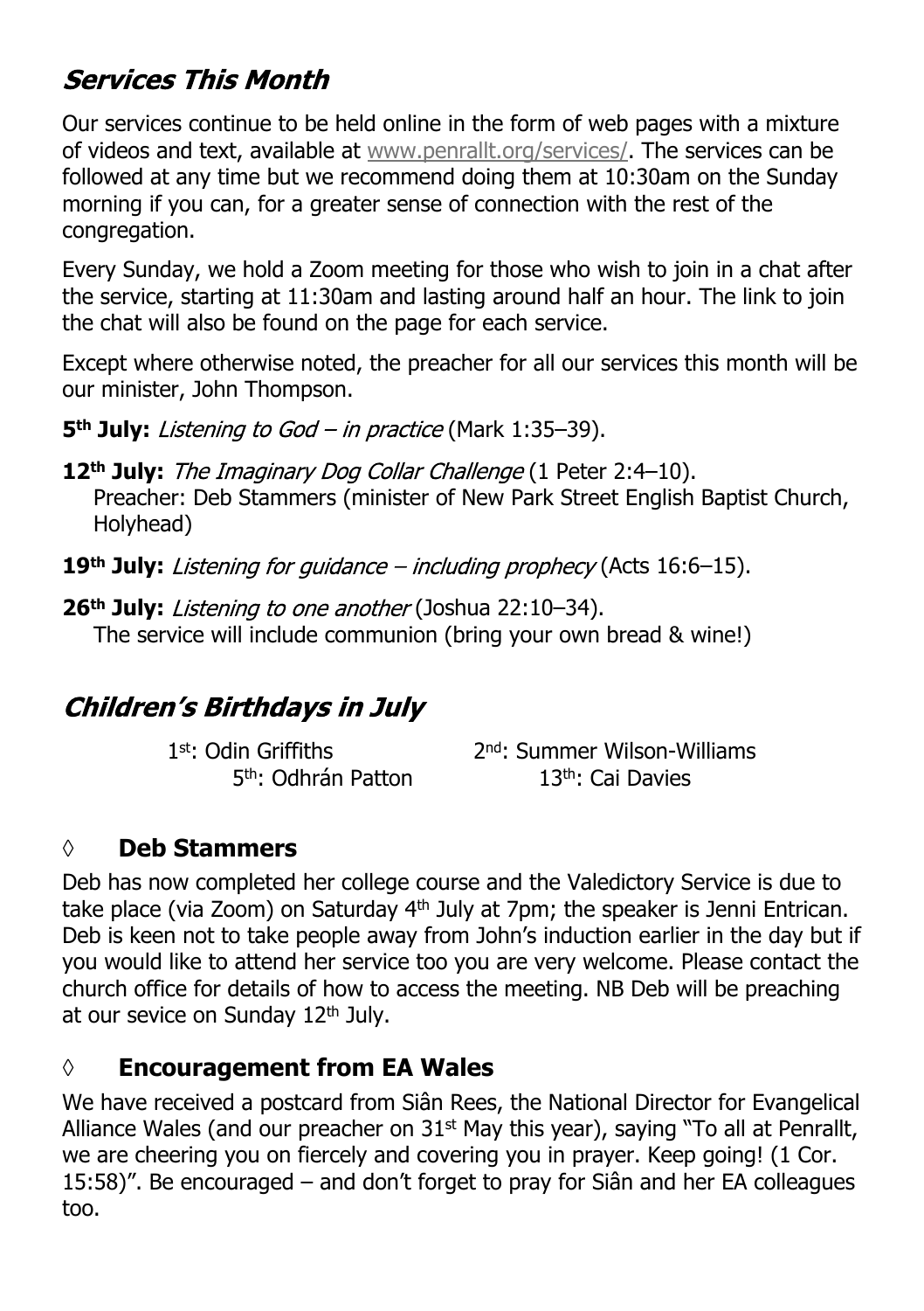## *Services This Month*

Our services continue to be held online in the form of web pages with a mixture of videos and text, available at www.penrallt.org/services/. The services can be followed at any time but we recommend doing them at 10:30am on the Sunday morning if you can, for a greater sense of connection with the rest of the congregation.

Every Sunday, we hold a Zoom meeting for those who wish to join in a chat after the service, starting at 11:30am and lasting around half an hour. The link to join the chat will also be found on the page for each service.

Except where otherwise noted, the preacher for all our services this month will be our minister, John Thompson.

**5th July:** *Listening to God – in practice* (Mark 1:35–39).

**12th July:** *The Imaginary Dog Collar Challenge* (1 Peter 2:4–10).
Preacher: Deb Stammers (minister of New Park Street English Baptist Church, Holyhead)

**19th July:** *Listening for guidance – including prophecy* (Acts 16:6–15).

**26th July:** *Listening to one another* (Joshua 22:10–34).
The service will include communion (bring your own bread & wine!)

## *Children's Birthdays in July*

1st: Odin Griffiths
2nd: Summer Wilson-Williams
5th: Odhrán Patton
13th: Cai Davies

### ◊ Deb Stammers

Deb has now completed her college course and the Valedictory Service is due to take place (via Zoom) on Saturday 4th July at 7pm; the speaker is Jenni Entrican. Deb is keen not to take people away from John's induction earlier in the day but if you would like to attend her service too you are very welcome. Please contact the church office for details of how to access the meeting. NB Deb will be preaching at our sevice on Sunday 12th July.

### ◊ Encouragement from EA Wales

We have received a postcard from Siân Rees, the National Director for Evangelical Alliance Wales (and our preacher on 31st May this year), saying "To all at Penrallt, we are cheering you on fiercely and covering you in prayer. Keep going! (1 Cor. 15:58)". Be encouraged – and don't forget to pray for Siân and her EA colleagues too.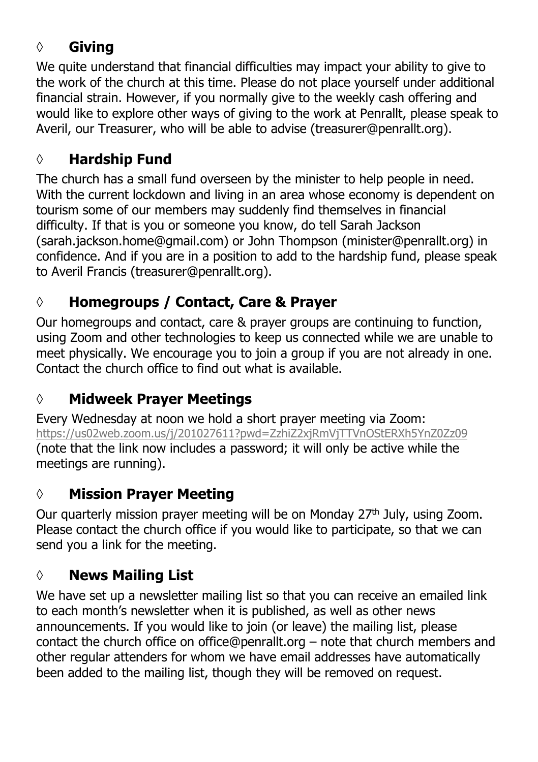## ◊ **Giving**

We quite understand that financial difficulties may impact your ability to give to the work of the church at this time. Please do not place yourself under additional financial strain. However, if you normally give to the weekly cash offering and would like to explore other ways of giving to the work at Penrallt, please speak to Averil, our Treasurer, who will be able to advise (treasurer@penrallt.org).

## ◊ **Hardship Fund**

The church has a small fund overseen by the minister to help people in need. With the current lockdown and living in an area whose economy is dependent on tourism some of our members may suddenly find themselves in financial difficulty. If that is you or someone you know, do tell Sarah Jackson (sarah.jackson.home@gmail.com) or John Thompson (minister@penrallt.org) in confidence. And if you are in a position to add to the hardship fund, please speak to Averil Francis (treasurer@penrallt.org).

## ◊ **Homegroups / Contact, Care & Prayer**

Our homegroups and contact, care & prayer groups are continuing to function, using Zoom and other technologies to keep us connected while we are unable to meet physically. We encourage you to join a group if you are not already in one. Contact the church office to find out what is available.

## ◊ **Midweek Prayer Meetings**

Every Wednesday at noon we hold a short prayer meeting via Zoom: https://us02web.zoom.us/j/201027611?pwd=ZzhiZ2xjRmVjTTVnOStERXh5YnZ0Zz09 (note that the link now includes a password; it will only be active while the meetings are running).

## ◊ **Mission Prayer Meeting**

Our quarterly mission prayer meeting will be on Monday 27th July, using Zoom. Please contact the church office if you would like to participate, so that we can send you a link for the meeting.

## ◊ **News Mailing List**

We have set up a newsletter mailing list so that you can receive an emailed link to each month's newsletter when it is published, as well as other news announcements. If you would like to join (or leave) the mailing list, please contact the church office on office@penrallt.org – note that church members and other regular attenders for whom we have email addresses have automatically been added to the mailing list, though they will be removed on request.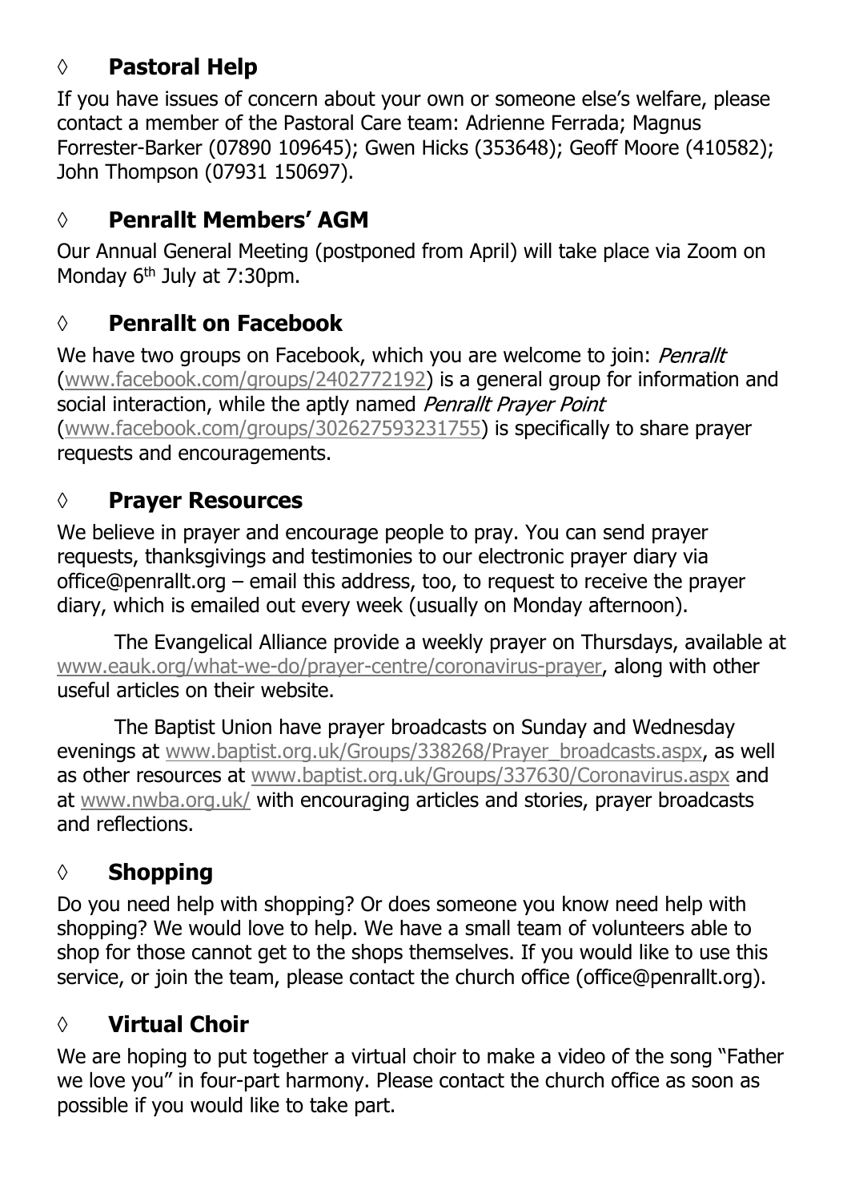## ◊ **Pastoral Help**

If you have issues of concern about your own or someone else's welfare, please contact a member of the Pastoral Care team: Adrienne Ferrada; Magnus Forrester-Barker (07890 109645); Gwen Hicks (353648); Geoff Moore (410582); John Thompson (07931 150697).

## ◊ **Penrallt Members' AGM**

Our Annual General Meeting (postponed from April) will take place via Zoom on Monday 6th July at 7:30pm.

## ◊ **Penrallt on Facebook**

We have two groups on Facebook, which you are welcome to join: *Penrallt* (www.facebook.com/groups/2402772192) is a general group for information and social interaction, while the aptly named *Penrallt Prayer Point* (www.facebook.com/groups/302627593231755) is specifically to share prayer requests and encouragements.

## ◊ **Prayer Resources**

We believe in prayer and encourage people to pray. You can send prayer requests, thanksgivings and testimonies to our electronic prayer diary via office@penrallt.org – email this address, too, to request to receive the prayer diary, which is emailed out every week (usually on Monday afternoon).

The Evangelical Alliance provide a weekly prayer on Thursdays, available at www.eauk.org/what-we-do/prayer-centre/coronavirus-prayer, along with other useful articles on their website.

The Baptist Union have prayer broadcasts on Sunday and Wednesday evenings at www.baptist.org.uk/Groups/338268/Prayer_broadcasts.aspx, as well as other resources at www.baptist.org.uk/Groups/337630/Coronavirus.aspx and at www.nwba.org.uk/ with encouraging articles and stories, prayer broadcasts and reflections.

## ◊ **Shopping**

Do you need help with shopping? Or does someone you know need help with shopping? We would love to help. We have a small team of volunteers able to shop for those cannot get to the shops themselves. If you would like to use this service, or join the team, please contact the church office (office@penrallt.org).

## ◊ **Virtual Choir**

We are hoping to put together a virtual choir to make a video of the song "Father we love you" in four-part harmony. Please contact the church office as soon as possible if you would like to take part.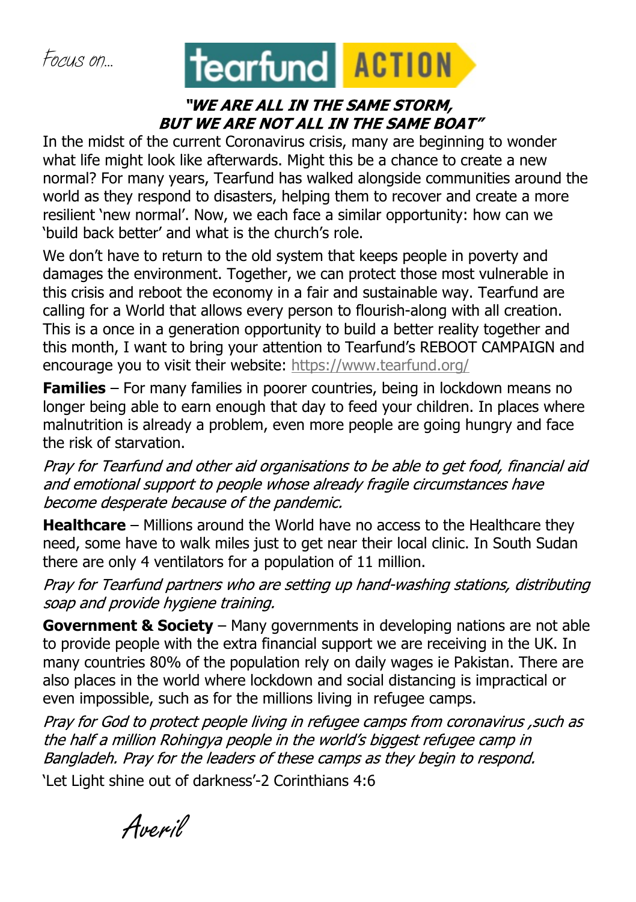*Focus on...*

tearfund ACTION

### *"WE ARE ALL IN THE SAME STORM, BUT WE ARE NOT ALL IN THE SAME BOAT"*

In the midst of the current Coronavirus crisis, many are beginning to wonder what life might look like afterwards. Might this be a chance to create a new normal? For many years, Tearfund has walked alongside communities around the world as they respond to disasters, helping them to recover and create a more resilient 'new normal'. Now, we each face a similar opportunity: how can we 'build back better' and what is the church's role.

We don't have to return to the old system that keeps people in poverty and damages the environment. Together, we can protect those most vulnerable in this crisis and reboot the economy in a fair and sustainable way. Tearfund are calling for a World that allows every person to flourish-along with all creation. This is a once in a generation opportunity to build a better reality together and this month, I want to bring your attention to Tearfund's REBOOT CAMPAIGN and encourage you to visit their website: https://www.tearfund.org/

**Families** – For many families in poorer countries, being in lockdown means no longer being able to earn enough that day to feed your children. In places where malnutrition is already a problem, even more people are going hungry and face the risk of starvation.

*Pray for Tearfund and other aid organisations to be able to get food, financial aid and emotional support to people whose already fragile circumstances have become desperate because of the pandemic.*

**Healthcare** – Millions around the World have no access to the Healthcare they need, some have to walk miles just to get near their local clinic. In South Sudan there are only 4 ventilators for a population of 11 million.

*Pray for Tearfund partners who are setting up hand-washing stations, distributing soap and provide hygiene training.*

**Government & Society** – Many governments in developing nations are not able to provide people with the extra financial support we are receiving in the UK. In many countries 80% of the population rely on daily wages ie Pakistan. There are also places in the world where lockdown and social distancing is impractical or even impossible, such as for the millions living in refugee camps.

*Pray for God to protect people living in refugee camps from coronavirus ,such as the half a million Rohingya people in the world's biggest refugee camp in Bangladeh. Pray for the leaders of these camps as they begin to respond.*

'Let Light shine out of darkness'-2 Corinthians 4:6

*Averil*